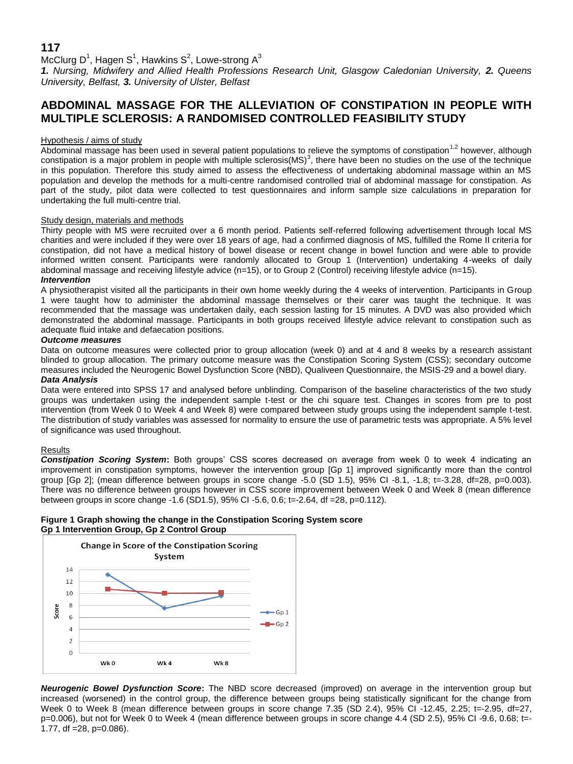**117**

McClurg D[1], Hagen S[1], Hawkins S[2], Lowe-strong A[3]

***1.** Nursing, Midwifery and Allied Health Professions Research Unit, Glasgow Caledonian University, **2.** Queens University, Belfast, **3.** University of Ulster, Belfast*

## ABDOMINAL MASSAGE FOR THE ALLEVIATION OF CONSTIPATION IN PEOPLE WITH MULTIPLE SCLEROSIS: A RANDOMISED CONTROLLED FEASIBILITY STUDY

Hypothesis / aims of study

Abdominal massage has been used in several patient populations to relieve the symptoms of constipation[1,2] however, although constipation is a major problem in people with multiple sclerosis(MS)[3], there have been no studies on the use of the technique in this population. Therefore this study aimed to assess the effectiveness of undertaking abdominal massage within an MS population and develop the methods for a multi-centre randomised controlled trial of abdominal massage for constipation. As part of the study, pilot data were collected to test questionnaires and inform sample size calculations in preparation for undertaking the full multi-centre trial.

Study design, materials and methods

Thirty people with MS were recruited over a 6 month period. Patients self-referred following advertisement through local MS charities and were included if they were over 18 years of age, had a confirmed diagnosis of MS, fulfilled the Rome II criteria for constipation, did not have a medical history of bowel disease or recent change in bowel function and were able to provide informed written consent. Participants were randomly allocated to Group 1 (Intervention) undertaking 4-weeks of daily abdominal massage and receiving lifestyle advice (n=15), or to Group 2 (Control) receiving lifestyle advice (n=15).

***Intervention***

A physiotherapist visited all the participants in their own home weekly during the 4 weeks of intervention. Participants in Group 1 were taught how to administer the abdominal massage themselves or their carer was taught the technique. It was recommended that the massage was undertaken daily, each session lasting for 15 minutes. A DVD was also provided which demonstrated the abdominal massage. Participants in both groups received lifestyle advice relevant to constipation such as adequate fluid intake and defaecation positions.

***Outcome measures***

Data on outcome measures were collected prior to group allocation (week 0) and at 4 and 8 weeks by a research assistant blinded to group allocation. The primary outcome measure was the Constipation Scoring System (CSS); secondary outcome measures included the Neurogenic Bowel Dysfunction Score (NBD), Qualiveen Questionnaire, the MSIS-29 and a bowel diary.

***Data Analysis***

Data were entered into SPSS 17 and analysed before unblinding. Comparison of the baseline characteristics of the two study groups was undertaken using the independent sample t-test or the chi square test. Changes in scores from pre to post intervention (from Week 0 to Week 4 and Week 8) were compared between study groups using the independent sample t-test. The distribution of study variables was assessed for normality to ensure the use of parametric tests was appropriate. A 5% level of significance was used throughout.

Results

***Constipation Scoring System*:** Both groups' CSS scores decreased on average from week 0 to week 4 indicating an improvement in constipation symptoms, however the intervention group [Gp 1] improved significantly more than the control group [Gp 2]; (mean difference between groups in score change -5.0 (SD 1.5), 95% CI -8.1, -1.8; t=-3.28, df=28, p=0.003). There was no difference between groups however in CSS score improvement between Week 0 and Week 8 (mean difference between groups in score change -1.6 (SD1.5), 95% CI -5.6, 0.6; t=-2.64, df =28, p=0.112).

**Figure 1 Graph showing the change in the Constipation Scoring System score**
**Gp 1 Intervention Group, Gp 2 Control Group**

***Neurogenic Bowel Dysfunction Score*:** The NBD score decreased (improved) on average in the intervention group but increased (worsened) in the control group, the difference between groups being statistically significant for the change from Week 0 to Week 8 (mean difference between groups in score change 7.35 (SD 2.4), 95% CI -12.45, 2.25; t=-2.95, df=27, p=0.006), but not for Week 0 to Week 4 (mean difference between groups in score change 4.4 (SD 2.5), 95% CI -9.6, 0.68; t=-1.77, df =28, p=0.086).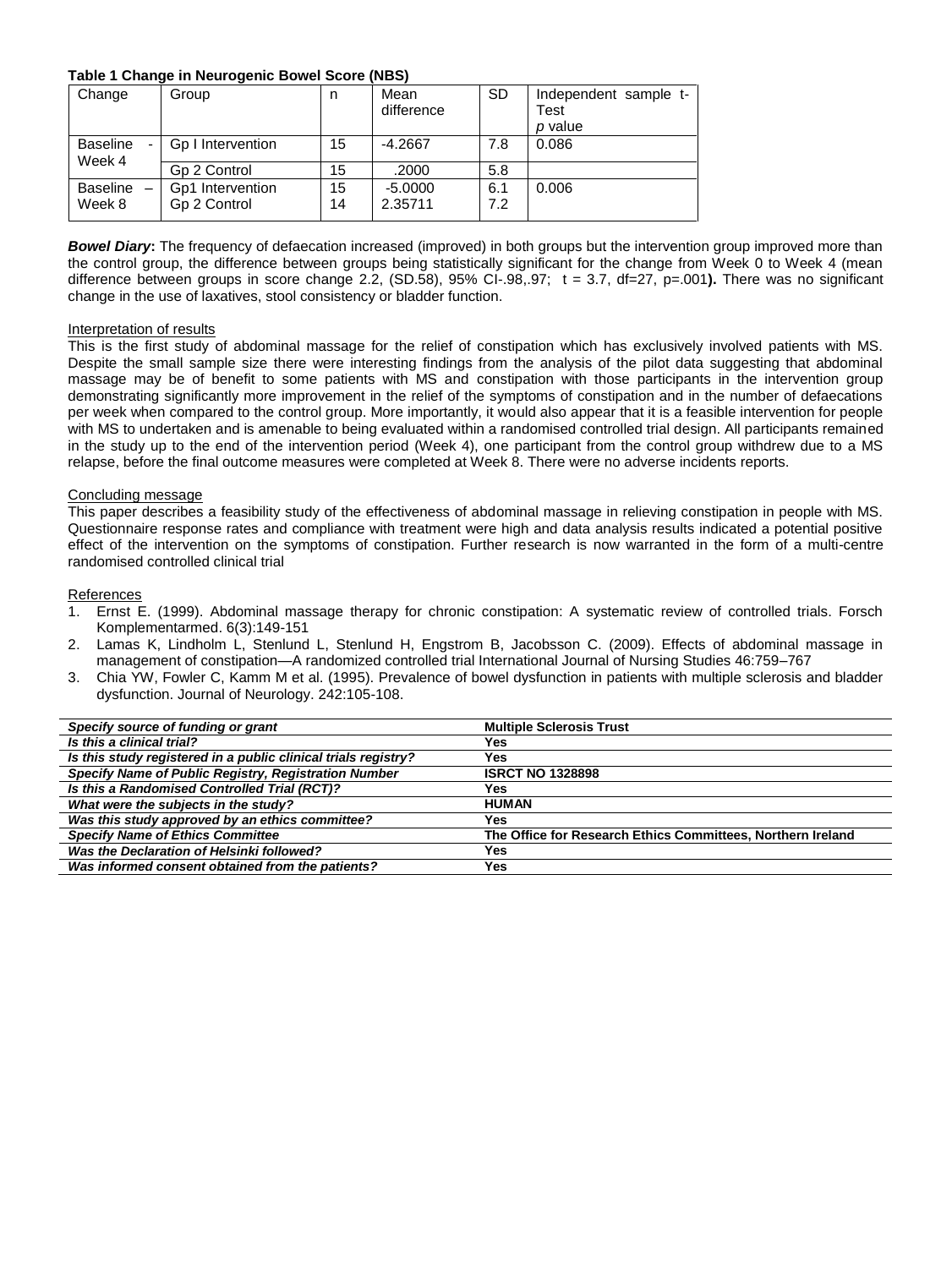**Table 1 Change in Neurogenic Bowel Score (NBS)**

| Change | Group | n | Mean difference | SD | Independent sample t-Test *p* value |
|---|---|---|---|---|---|
| Baseline - Week 4 | Gp I Intervention | 15 | -4.2667 | 7.8 | 0.086 |
| | Gp 2 Control | 15 | .2000 | 5.8 | |
| Baseline – Week 8 | Gp1 Intervention<br>Gp 2 Control | 15<br>14 | -5.0000<br>2.35711 | 6.1<br>7.2 | 0.006 |

***Bowel Diary*:** The frequency of defaecation increased (improved) in both groups but the intervention group improved more than the control group, the difference between groups being statistically significant for the change from Week 0 to Week 4 (mean difference between groups in score change 2.2, (SD.58), 95% CI-.98,.97; t = 3.7, df=27, p=.001**).** There was no significant change in the use of laxatives, stool consistency or bladder function.

Interpretation of results

This is the first study of abdominal massage for the relief of constipation which has exclusively involved patients with MS. Despite the small sample size there were interesting findings from the analysis of the pilot data suggesting that abdominal massage may be of benefit to some patients with MS and constipation with those participants in the intervention group demonstrating significantly more improvement in the relief of the symptoms of constipation and in the number of defaecations per week when compared to the control group. More importantly, it would also appear that it is a feasible intervention for people with MS to undertaken and is amenable to being evaluated within a randomised controlled trial design. All participants remained in the study up to the end of the intervention period (Week 4), one participant from the control group withdrew due to a MS relapse, before the final outcome measures were completed at Week 8. There were no adverse incidents reports.

Concluding message

This paper describes a feasibility study of the effectiveness of abdominal massage in relieving constipation in people with MS. Questionnaire response rates and compliance with treatment were high and data analysis results indicated a potential positive effect of the intervention on the symptoms of constipation. Further research is now warranted in the form of a multi-centre randomised controlled clinical trial

References

1. Ernst E. (1999). Abdominal massage therapy for chronic constipation: A systematic review of controlled trials. Forsch Komplementarmed. 6(3):149-151
2. Lamas K, Lindholm L, Stenlund L, Stenlund H, Engstrom B, Jacobsson C. (2009). Effects of abdominal massage in management of constipation—A randomized controlled trial International Journal of Nursing Studies 46:759–767
3. Chia YW, Fowler C, Kamm M et al. (1995). Prevalence of bowel dysfunction in patients with multiple sclerosis and bladder dysfunction. Journal of Neurology. 242:105-108.

| | |
|---|---|
| ***Specify source of funding or grant*** | **Multiple Sclerosis Trust** |
| ***Is this a clinical trial?*** | **Yes** |
| ***Is this study registered in a public clinical trials registry?*** | **Yes** |
| ***Specify Name of Public Registry, Registration Number*** | **ISRCT NO 1328898** |
| ***Is this a Randomised Controlled Trial (RCT)?*** | **Yes** |
| ***What were the subjects in the study?*** | **HUMAN** |
| ***Was this study approved by an ethics committee?*** | **Yes** |
| ***Specify Name of Ethics Committee*** | **The Office for Research Ethics Committees, Northern Ireland** |
| ***Was the Declaration of Helsinki followed?*** | **Yes** |
| ***Was informed consent obtained from the patients?*** | **Yes** |